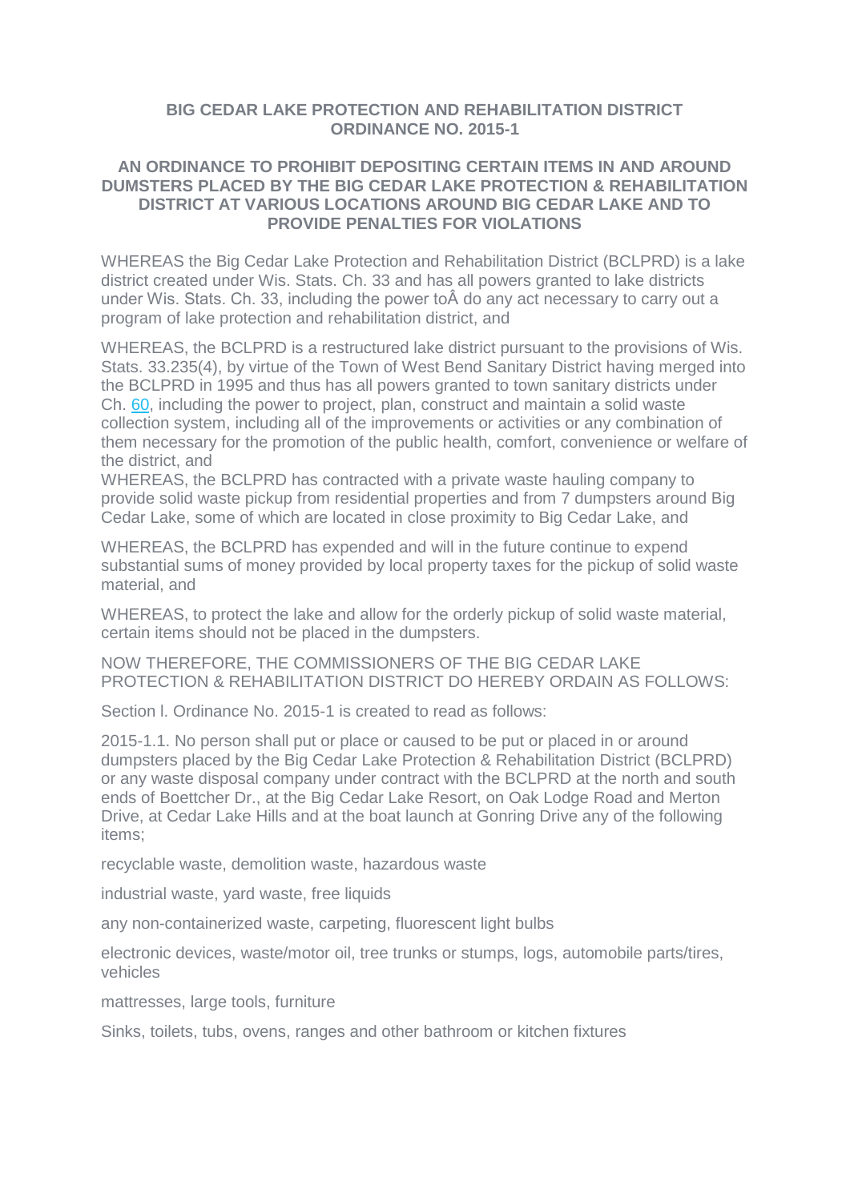**BIG CEDAR LAKE PROTECTION AND REHABILITATION DISTRICT ORDINANCE NO. 2015-1**

**AN ORDINANCE TO PROHIBIT DEPOSITING CERTAIN ITEMS IN AND AROUND DUMSTERS PLACED BY THE BIG CEDAR LAKE PROTECTION & REHABILITATION DISTRICT AT VARIOUS LOCATIONS AROUND BIG CEDAR LAKE AND TO PROVIDE PENALTIES FOR VIOLATIONS**

WHEREAS the Big Cedar Lake Protection and Rehabilitation District (BCLPRD) is a lake district created under Wis. Stats. Ch. 33 and has all powers granted to lake districts under Wis. Stats. Ch. 33, including the power toÂ do any act necessary to carry out a program of lake protection and rehabilitation district, and

WHEREAS, the BCLPRD is a restructured lake district pursuant to the provisions of Wis. Stats. 33.235(4), by virtue of the Town of West Bend Sanitary District having merged into the BCLPRD in 1995 and thus has all powers granted to town sanitary districts under Ch. 60, including the power to project, plan, construct and maintain a solid waste collection system, including all of the improvements or activities or any combination of them necessary for the promotion of the public health, comfort, convenience or welfare of the district, and
WHEREAS, the BCLPRD has contracted with a private waste hauling company to provide solid waste pickup from residential properties and from 7 dumpsters around Big Cedar Lake, some of which are located in close proximity to Big Cedar Lake, and

WHEREAS, the BCLPRD has expended and will in the future continue to expend substantial sums of money provided by local property taxes for the pickup of solid waste material, and

WHEREAS, to protect the lake and allow for the orderly pickup of solid waste material, certain items should not be placed in the dumpsters.

NOW THEREFORE, THE COMMISSIONERS OF THE BIG CEDAR LAKE PROTECTION & REHABILITATION DISTRICT DO HEREBY ORDAIN AS FOLLOWS:

Section l. Ordinance No. 2015-1 is created to read as follows:

2015-1.1. No person shall put or place or caused to be put or placed in or around dumpsters placed by the Big Cedar Lake Protection & Rehabilitation District (BCLPRD) or any waste disposal company under contract with the BCLPRD at the north and south ends of Boettcher Dr., at the Big Cedar Lake Resort, on Oak Lodge Road and Merton Drive, at Cedar Lake Hills and at the boat launch at Gonring Drive any of the following items;

recyclable waste, demolition waste, hazardous waste

industrial waste, yard waste, free liquids

any non-containerized waste, carpeting, fluorescent light bulbs

electronic devices, waste/motor oil, tree trunks or stumps, logs, automobile parts/tires, vehicles

mattresses, large tools, furniture

Sinks, toilets, tubs, ovens, ranges and other bathroom or kitchen fixtures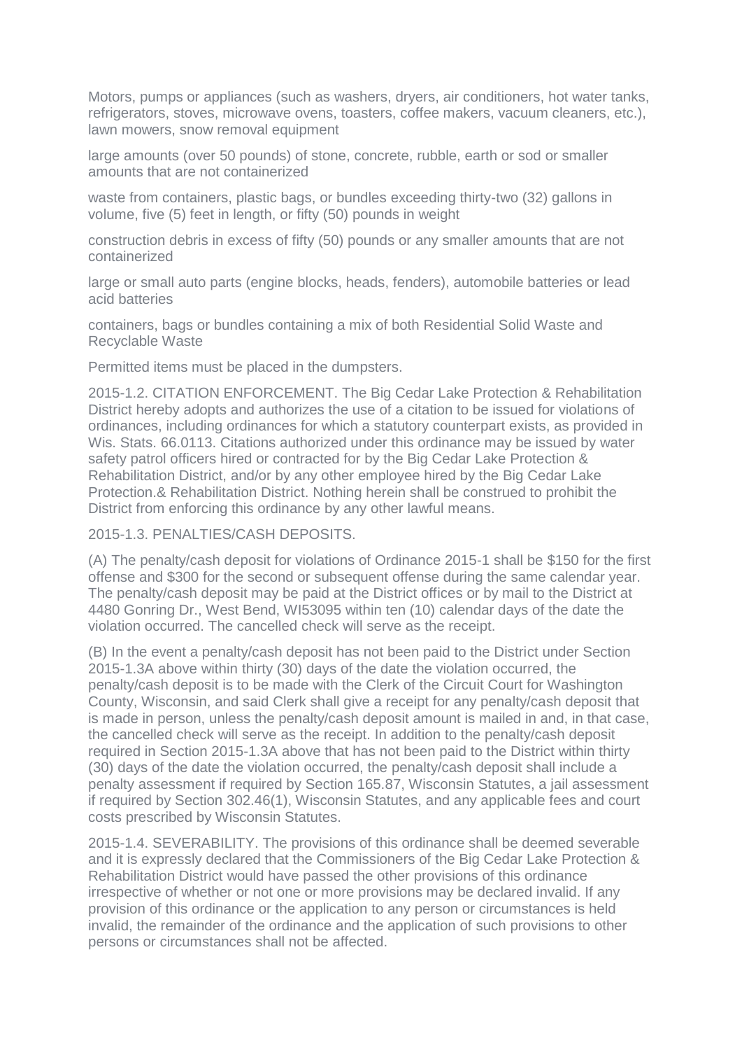Motors, pumps or appliances (such as washers, dryers, air conditioners, hot water tanks, refrigerators, stoves, microwave ovens, toasters, coffee makers, vacuum cleaners, etc.), lawn mowers, snow removal equipment

large amounts (over 50 pounds) of stone, concrete, rubble, earth or sod or smaller amounts that are not containerized

waste from containers, plastic bags, or bundles exceeding thirty-two (32) gallons in volume, five (5) feet in length, or fifty (50) pounds in weight

construction debris in excess of fifty (50) pounds or any smaller amounts that are not containerized

large or small auto parts (engine blocks, heads, fenders), automobile batteries or lead acid batteries

containers, bags or bundles containing a mix of both Residential Solid Waste and Recyclable Waste

Permitted items must be placed in the dumpsters.

2015-1.2. CITATION ENFORCEMENT. The Big Cedar Lake Protection & Rehabilitation District hereby adopts and authorizes the use of a citation to be issued for violations of ordinances, including ordinances for which a statutory counterpart exists, as provided in Wis. Stats. 66.0113. Citations authorized under this ordinance may be issued by water safety patrol officers hired or contracted for by the Big Cedar Lake Protection & Rehabilitation District, and/or by any other employee hired by the Big Cedar Lake Protection.& Rehabilitation District. Nothing herein shall be construed to prohibit the District from enforcing this ordinance by any other lawful means.

2015-1.3. PENALTIES/CASH DEPOSITS.

(A) The penalty/cash deposit for violations of Ordinance 2015-1 shall be $150 for the first offense and $300 for the second or subsequent offense during the same calendar year. The penalty/cash deposit may be paid at the District offices or by mail to the District at 4480 Gonring Dr., West Bend, WI53095 within ten (10) calendar days of the date the violation occurred. The cancelled check will serve as the receipt.

(B) In the event a penalty/cash deposit has not been paid to the District under Section 2015-1.3A above within thirty (30) days of the date the violation occurred, the penalty/cash deposit is to be made with the Clerk of the Circuit Court for Washington County, Wisconsin, and said Clerk shall give a receipt for any penalty/cash deposit that is made in person, unless the penalty/cash deposit amount is mailed in and, in that case, the cancelled check will serve as the receipt. In addition to the penalty/cash deposit required in Section 2015-1.3A above that has not been paid to the District within thirty (30) days of the date the violation occurred, the penalty/cash deposit shall include a penalty assessment if required by Section 165.87, Wisconsin Statutes, a jail assessment if required by Section 302.46(1), Wisconsin Statutes, and any applicable fees and court costs prescribed by Wisconsin Statutes.

2015-1.4. SEVERABILITY. The provisions of this ordinance shall be deemed severable and it is expressly declared that the Commissioners of the Big Cedar Lake Protection & Rehabilitation District would have passed the other provisions of this ordinance irrespective of whether or not one or more provisions may be declared invalid. If any provision of this ordinance or the application to any person or circumstances is held invalid, the remainder of the ordinance and the application of such provisions to other persons or circumstances shall not be affected.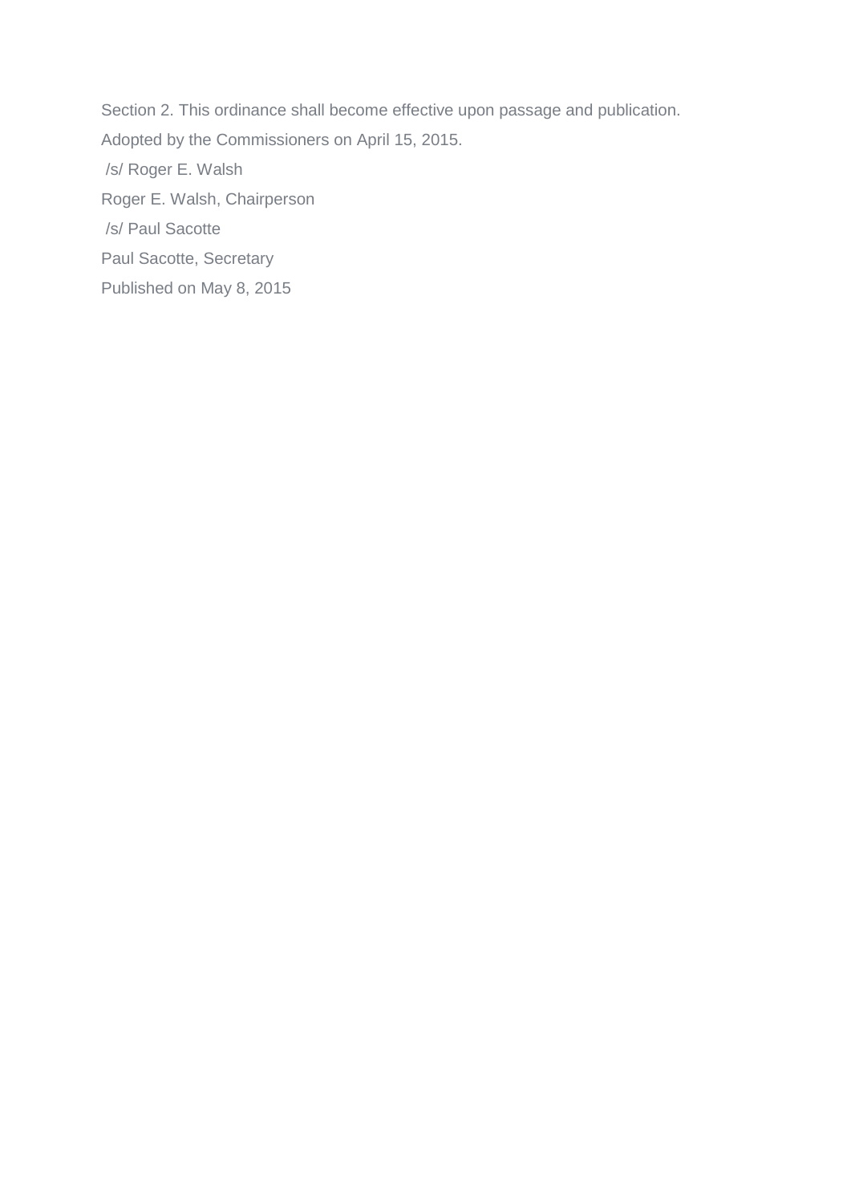Section 2. This ordinance shall become effective upon passage and publication.

Adopted by the Commissioners on April 15, 2015.

/s/ Roger E. Walsh

Roger E. Walsh, Chairperson

/s/ Paul Sacotte

Paul Sacotte, Secretary

Published on May 8, 2015